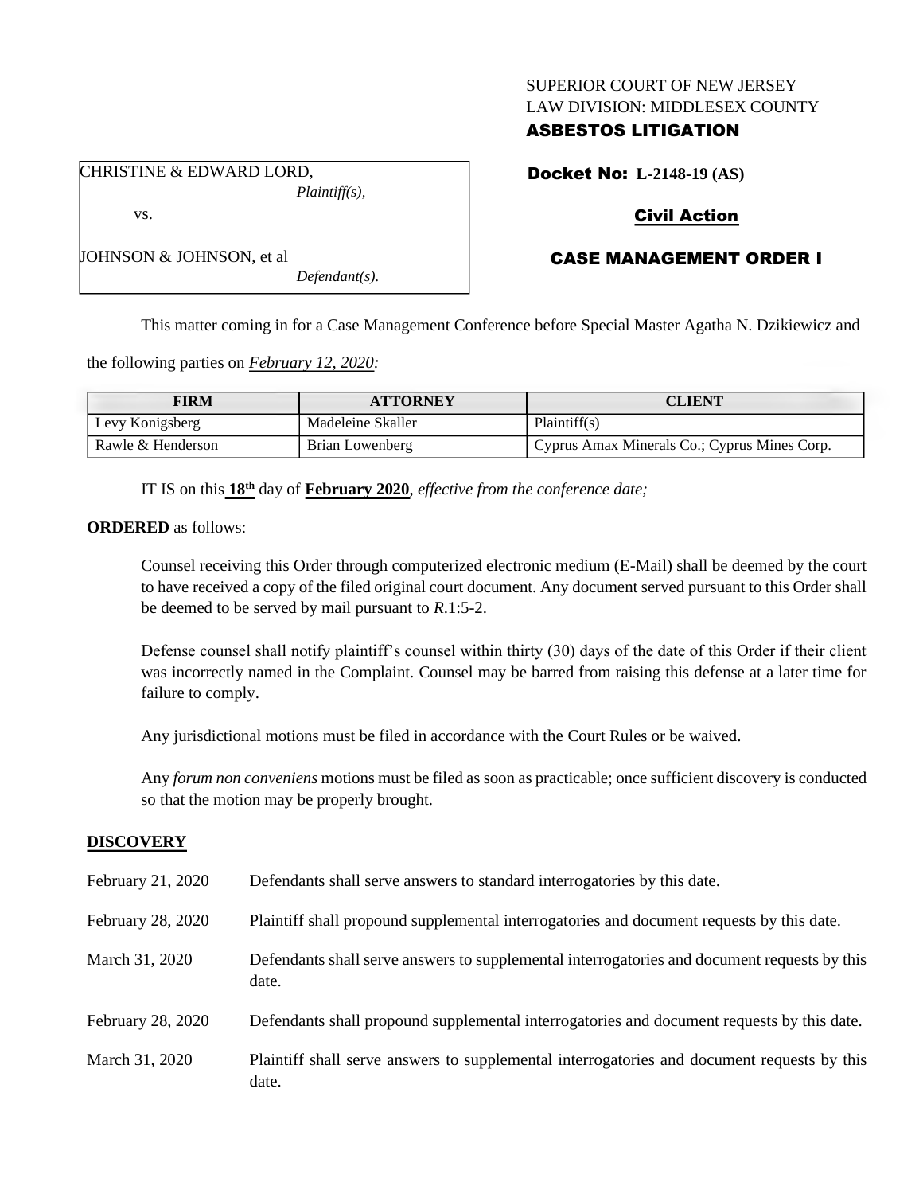SUPERIOR COURT OF NEW JERSEY
LAW DIVISION: MIDDLESEX COUNTY
**ASBESTOS LITIGATION**

CHRISTINE & EDWARD LORD,
*Plaintiff(s),*

vs.

JOHNSON & JOHNSON, et al
*Defendant(s).*

**Docket No: L-2148-19 (AS)**

**Civil Action**

**CASE MANAGEMENT ORDER I**

This matter coming in for a Case Management Conference before Special Master Agatha N. Dzikiewicz and the following parties on ***February 12, 2020:***

| FIRM | ATTORNEY | CLIENT |
|---|---|---|
| Levy Konigsberg | Madeleine Skaller | Plaintiff(s) |
| Rawle & Henderson | Brian Lowenberg | Cyprus Amax Minerals Co.; Cyprus Mines Corp. |

IT IS on this **18th** day of **February 2020**, *effective from the conference date;*

**ORDERED** as follows:

Counsel receiving this Order through computerized electronic medium (E-Mail) shall be deemed by the court to have received a copy of the filed original court document. Any document served pursuant to this Order shall be deemed to be served by mail pursuant to *R*.1:5-2.

Defense counsel shall notify plaintiff's counsel within thirty (30) days of the date of this Order if their client was incorrectly named in the Complaint. Counsel may be barred from raising this defense at a later time for failure to comply.

Any jurisdictional motions must be filed in accordance with the Court Rules or be waived.

Any *forum non conveniens* motions must be filed as soon as practicable; once sufficient discovery is conducted so that the motion may be properly brought.

## DISCOVERY

| | |
|---|---|
| February 21, 2020 | Defendants shall serve answers to standard interrogatories by this date. |
| February 28, 2020 | Plaintiff shall propound supplemental interrogatories and document requests by this date. |
| March 31, 2020 | Defendants shall serve answers to supplemental interrogatories and document requests by this date. |
| February 28, 2020 | Defendants shall propound supplemental interrogatories and document requests by this date. |
| March 31, 2020 | Plaintiff shall serve answers to supplemental interrogatories and document requests by this date. |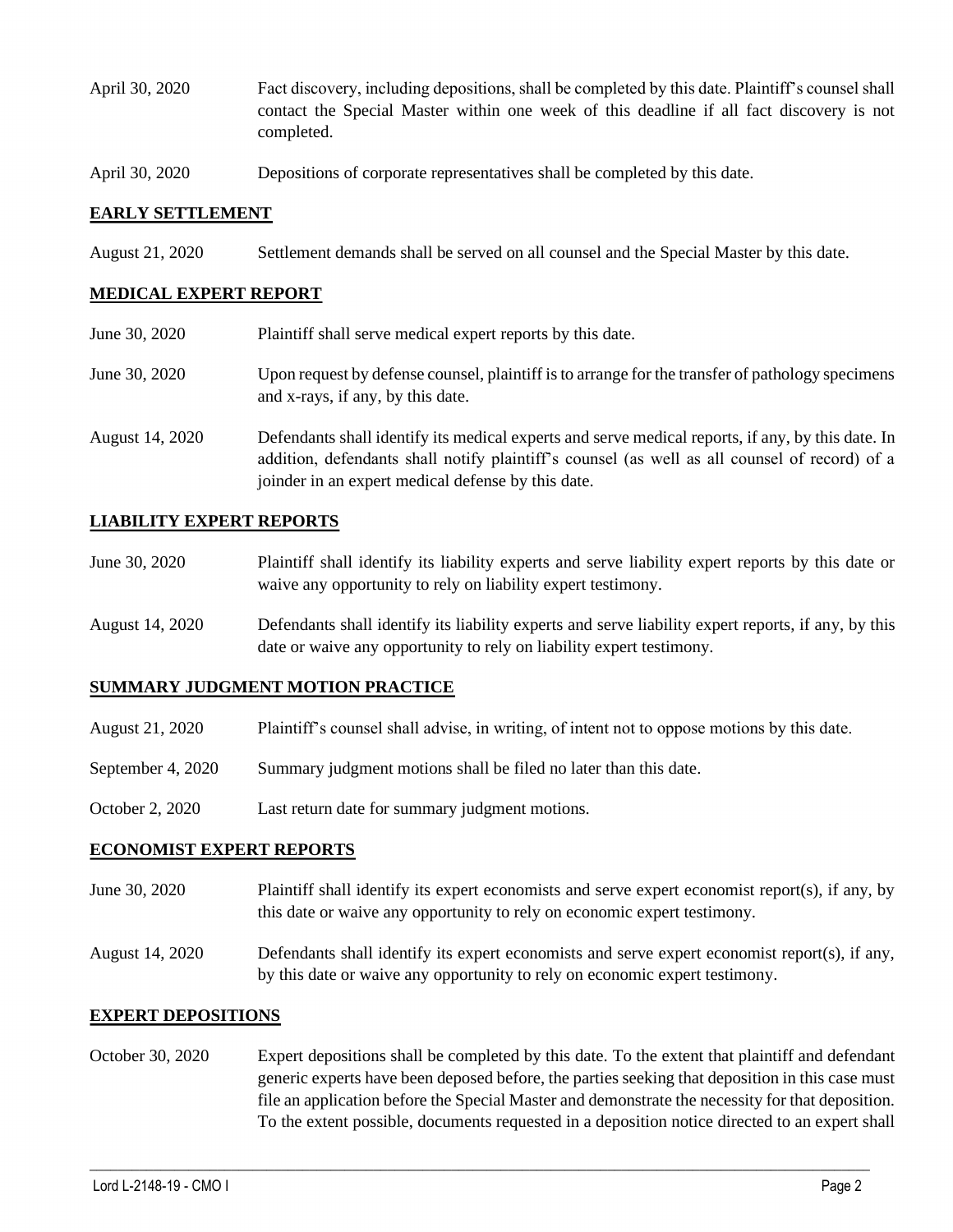| | |
|---|---|
| April 30, 2020 | Fact discovery, including depositions, shall be completed by this date. Plaintiff's counsel shall contact the Special Master within one week of this deadline if all fact discovery is not completed. |
| April 30, 2020 | Depositions of corporate representatives shall be completed by this date. |

## EARLY SETTLEMENT

| | |
|---|---|
| August 21, 2020 | Settlement demands shall be served on all counsel and the Special Master by this date. |

## MEDICAL EXPERT REPORT

| | |
|---|---|
| June 30, 2020 | Plaintiff shall serve medical expert reports by this date. |
| June 30, 2020 | Upon request by defense counsel, plaintiff is to arrange for the transfer of pathology specimens and x-rays, if any, by this date. |
| August 14, 2020 | Defendants shall identify its medical experts and serve medical reports, if any, by this date. In addition, defendants shall notify plaintiff's counsel (as well as all counsel of record) of a joinder in an expert medical defense by this date. |

## LIABILITY EXPERT REPORTS

| | |
|---|---|
| June 30, 2020 | Plaintiff shall identify its liability experts and serve liability expert reports by this date or waive any opportunity to rely on liability expert testimony. |
| August 14, 2020 | Defendants shall identify its liability experts and serve liability expert reports, if any, by this date or waive any opportunity to rely on liability expert testimony. |

## SUMMARY JUDGMENT MOTION PRACTICE

| | |
|---|---|
| August 21, 2020 | Plaintiff's counsel shall advise, in writing, of intent not to oppose motions by this date. |
| September 4, 2020 | Summary judgment motions shall be filed no later than this date. |
| October 2, 2020 | Last return date for summary judgment motions. |

## ECONOMIST EXPERT REPORTS

| | |
|---|---|
| June 30, 2020 | Plaintiff shall identify its expert economists and serve expert economist report(s), if any, by this date or waive any opportunity to rely on economic expert testimony. |
| August 14, 2020 | Defendants shall identify its expert economists and serve expert economist report(s), if any, by this date or waive any opportunity to rely on economic expert testimony. |

## EXPERT DEPOSITIONS

| | |
|---|---|
| October 30, 2020 | Expert depositions shall be completed by this date. To the extent that plaintiff and defendant generic experts have been deposed before, the parties seeking that deposition in this case must file an application before the Special Master and demonstrate the necessity for that deposition. To the extent possible, documents requested in a deposition notice directed to an expert shall |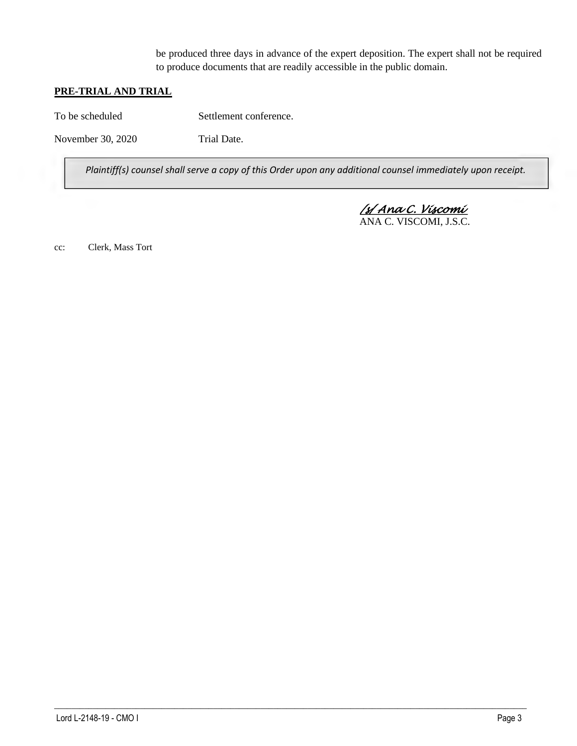be produced three days in advance of the expert deposition. The expert shall not be required to produce documents that are readily accessible in the public domain.

**PRE-TRIAL AND TRIAL**

| | |
|---|---|
| To be scheduled | Settlement conference. |
| November 30, 2020 | Trial Date. |

*Plaintiff(s) counsel shall serve a copy of this Order upon any additional counsel immediately upon receipt.*

/s/ Ana C. Viscomi
ANA C. VISCOMI, J.S.C.

cc: Clerk, Mass Tort